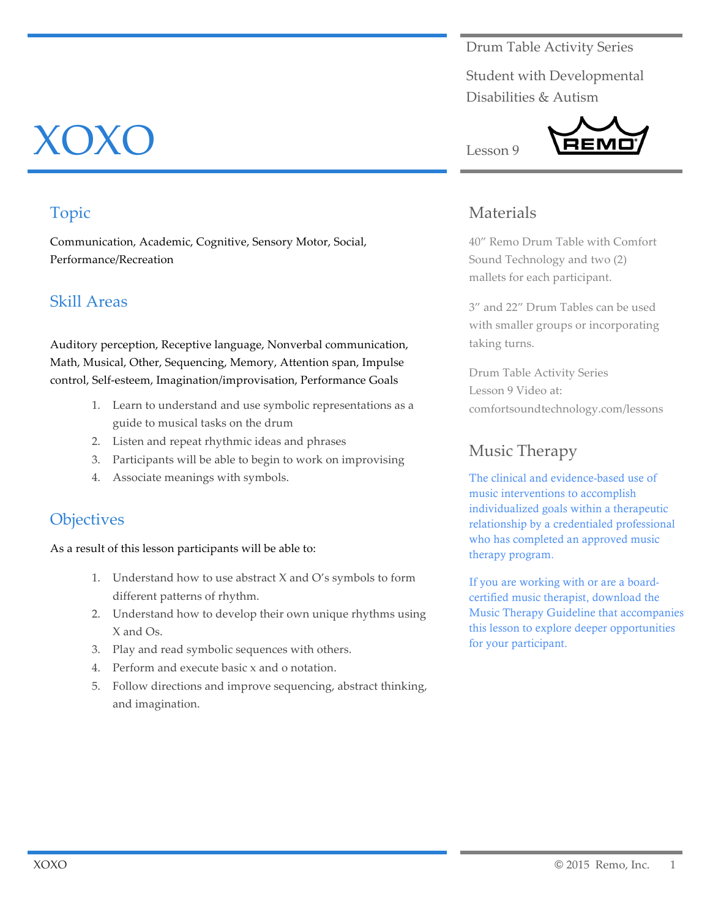# XOXO

Drum Table Activity Series

Student with Developmental Disabilities & Autism

Lesson 9

## Topic

Communication, Academic, Cognitive, Sensory Motor, Social, Performance/Recreation

## Skill Areas

Auditory perception, Receptive language, Nonverbal communication, Math, Musical, Other, Sequencing, Memory, Attention span, Impulse control, Self-esteem, Imagination/improvisation, Performance Goals

1. Learn to understand and use symbolic representations as a guide to musical tasks on the drum
2. Listen and repeat rhythmic ideas and phrases
3. Participants will be able to begin to work on improvising
4. Associate meanings with symbols.

## Objectives

As a result of this lesson participants will be able to:

1. Understand how to use abstract X and O's symbols to form different patterns of rhythm.
2. Understand how to develop their own unique rhythms using X and Os.
3. Play and read symbolic sequences with others.
4. Perform and execute basic x and o notation.
5. Follow directions and improve sequencing, abstract thinking, and imagination.

## Materials

40″ Remo Drum Table with Comfort Sound Technology and two (2) mallets for each participant.

3″ and 22″ Drum Tables can be used with smaller groups or incorporating taking turns.

Drum Table Activity Series Lesson 9 Video at: comfortsoundtechnology.com/lessons

## Music Therapy

The clinical and evidence-based use of music interventions to accomplish individualized goals within a therapeutic relationship by a credentialed professional who has completed an approved music therapy program.

If you are working with or are a board-certified music therapist, download the Music Therapy Guideline that accompanies this lesson to explore deeper opportunities for your participant.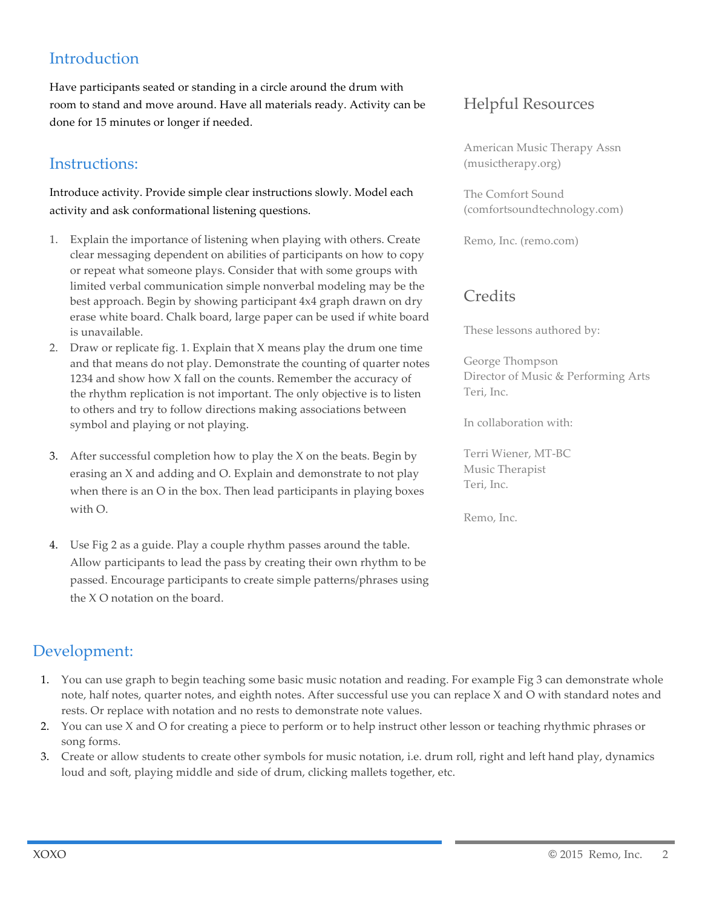## Introduction

Have participants seated or standing in a circle around the drum with room to stand and move around. Have all materials ready. Activity can be done for 15 minutes or longer if needed.

## Instructions:

Introduce activity. Provide simple clear instructions slowly. Model each activity and ask conformational listening questions.

1. Explain the importance of listening when playing with others. Create clear messaging dependent on abilities of participants on how to copy or repeat what someone plays. Consider that with some groups with limited verbal communication simple nonverbal modeling may be the best approach. Begin by showing participant 4x4 graph drawn on dry erase white board. Chalk board, large paper can be used if white board is unavailable.
2. Draw or replicate fig. 1. Explain that X means play the drum one time and that means do not play. Demonstrate the counting of quarter notes 1234 and show how X fall on the counts. Remember the accuracy of the rhythm replication is not important. The only objective is to listen to others and try to follow directions making associations between symbol and playing or not playing.
3. After successful completion how to play the X on the beats. Begin by erasing an X and adding and O. Explain and demonstrate to not play when there is an O in the box. Then lead participants in playing boxes with O.
4. Use Fig 2 as a guide. Play a couple rhythm passes around the table. Allow participants to lead the pass by creating their own rhythm to be passed. Encourage participants to create simple patterns/phrases using the X O notation on the board.

## Helpful Resources

American Music Therapy Assn (musictherapy.org)

The Comfort Sound (comfortsoundtechnology.com)

Remo, Inc. (remo.com)

## Credits

These lessons authored by:

George Thompson
Director of Music & Performing Arts
Teri, Inc.

In collaboration with:

Terri Wiener, MT-BC
Music Therapist
Teri, Inc.

Remo, Inc.

## Development:

1. You can use graph to begin teaching some basic music notation and reading. For example Fig 3 can demonstrate whole note, half notes, quarter notes, and eighth notes. After successful use you can replace X and O with standard notes and rests. Or replace with notation and no rests to demonstrate note values.
2. You can use X and O for creating a piece to perform or to help instruct other lesson or teaching rhythmic phrases or song forms.
3. Create or allow students to create other symbols for music notation, i.e. drum roll, right and left hand play, dynamics loud and soft, playing middle and side of drum, clicking mallets together, etc.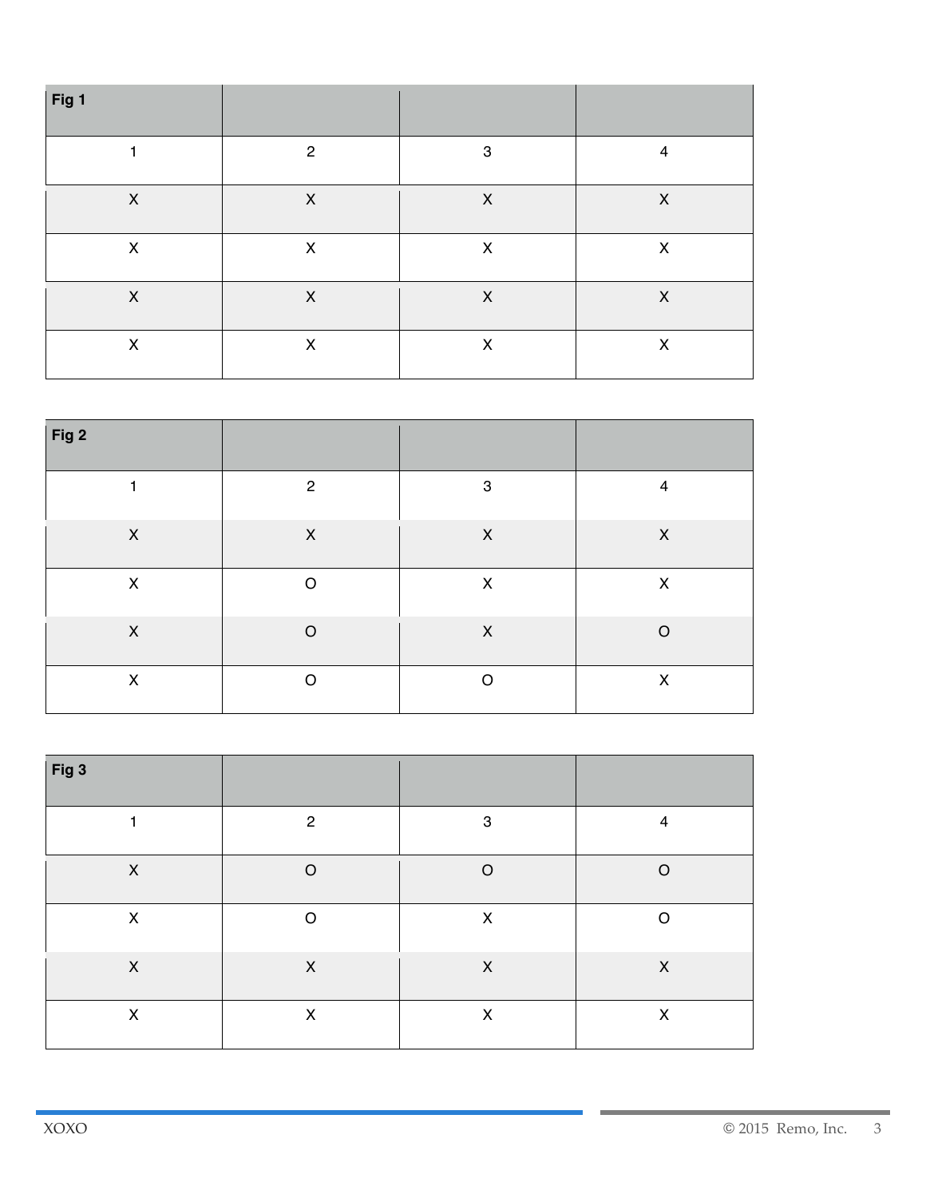| Fig 1 | | | |
|---|---|---|---|
| 1 | 2 | 3 | 4 |
| X | X | X | X |
| X | X | X | X |
| X | X | X | X |
| X | X | X | X |

| Fig 2 | | | |
|---|---|---|---|
| 1 | 2 | 3 | 4 |
| X | X | X | X |
| X | O | X | X |
| X | O | X | O |
| X | O | O | X |

| Fig 3 | | | |
|---|---|---|---|
| 1 | 2 | 3 | 4 |
| X | O | O | O |
| X | O | X | O |
| X | X | X | X |
| X | X | X | X |